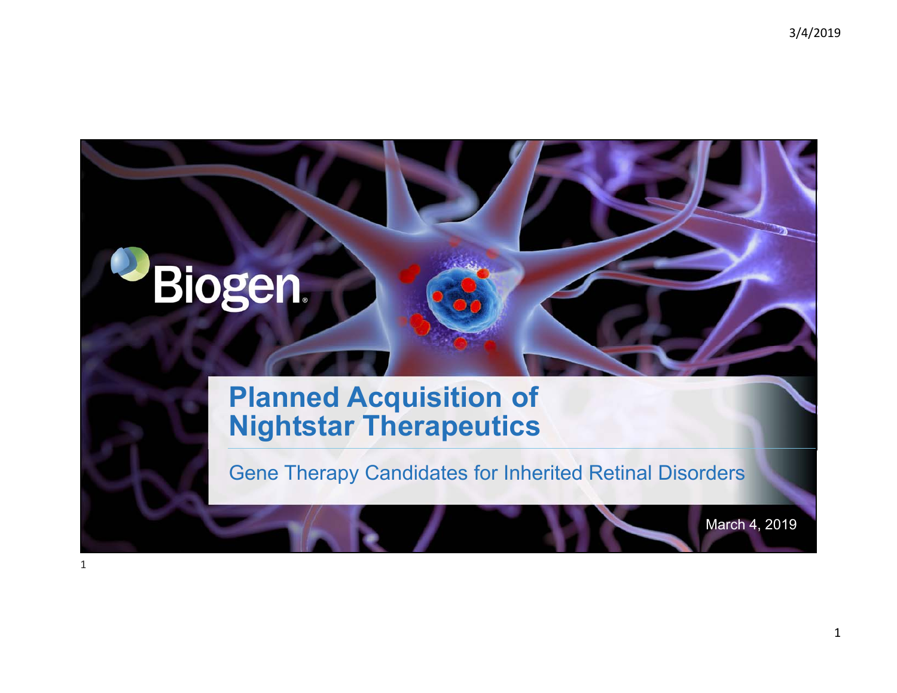Biogen

# Planned Acquisition of Nightstar Therapeutics

## Gene Therapy Candidates for Inherited Retinal Disorders

March 4, 2019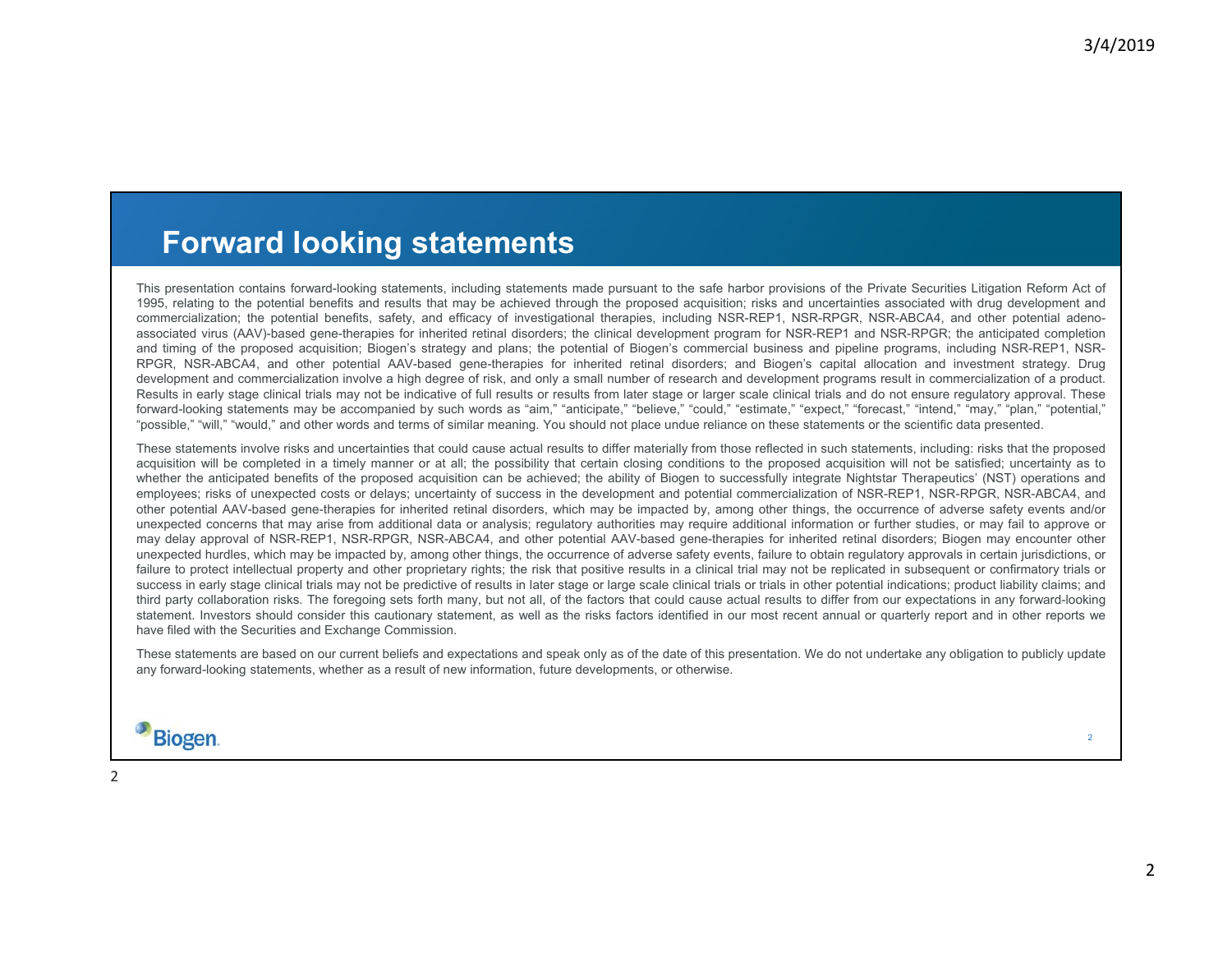# Forward looking statements

This presentation contains forward-looking statements, including statements made pursuant to the safe harbor provisions of the Private Securities Litigation Reform Act of 1995, relating to the potential benefits and results that may be achieved through the proposed acquisition; risks and uncertainties associated with drug development and commercialization; the potential benefits, safety, and efficacy of investigational therapies, including NSR-REP1, NSR-RPGR, NSR-ABCA4, and other potential adeno-associated virus (AAV)-based gene-therapies for inherited retinal disorders; the clinical development program for NSR-REP1 and NSR-RPGR; the anticipated completion and timing of the proposed acquisition; Biogen's strategy and plans; the potential of Biogen's commercial business and pipeline programs, including NSR-REP1, NSR-RPGR, NSR-ABCA4, and other potential AAV-based gene-therapies for inherited retinal disorders; and Biogen's capital allocation and investment strategy. Drug development and commercialization involve a high degree of risk, and only a small number of research and development programs result in commercialization of a product. Results in early stage clinical trials may not be indicative of full results or results from later stage or larger scale clinical trials and do not ensure regulatory approval. These forward-looking statements may be accompanied by such words as "aim," "anticipate," "believe," "could," "estimate," "expect," "forecast," "intend," "may," "plan," "potential," "possible," "will," "would," and other words and terms of similar meaning. You should not place undue reliance on these statements or the scientific data presented.

These statements involve risks and uncertainties that could cause actual results to differ materially from those reflected in such statements, including: risks that the proposed acquisition will be completed in a timely manner or at all; the possibility that certain closing conditions to the proposed acquisition will not be satisfied; uncertainty as to whether the anticipated benefits of the proposed acquisition can be achieved; the ability of Biogen to successfully integrate Nightstar Therapeutics' (NST) operations and employees; risks of unexpected costs or delays; uncertainty of success in the development and potential commercialization of NSR-REP1, NSR-RPGR, NSR-ABCA4, and other potential AAV-based gene-therapies for inherited retinal disorders, which may be impacted by, among other things, the occurrence of adverse safety events and/or unexpected concerns that may arise from additional data or analysis; regulatory authorities may require additional information or further studies, or may fail to approve or may delay approval of NSR-REP1, NSR-RPGR, NSR-ABCA4, and other potential AAV-based gene-therapies for inherited retinal disorders; Biogen may encounter other unexpected hurdles, which may be impacted by, among other things, the occurrence of adverse safety events, failure to obtain regulatory approvals in certain jurisdictions, or failure to protect intellectual property and other proprietary rights; the risk that positive results in a clinical trial may not be replicated in subsequent or confirmatory trials or success in early stage clinical trials may not be predictive of results in later stage or large scale clinical trials or trials in other potential indications; product liability claims; and third party collaboration risks. The foregoing sets forth many, but not all, of the factors that could cause actual results to differ from our expectations in any forward-looking statement. Investors should consider this cautionary statement, as well as the risks factors identified in our most recent annual or quarterly report and in other reports we have filed with the Securities and Exchange Commission.

These statements are based on our current beliefs and expectations and speak only as of the date of this presentation. We do not undertake any obligation to publicly update any forward-looking statements, whether as a result of new information, future developments, or otherwise.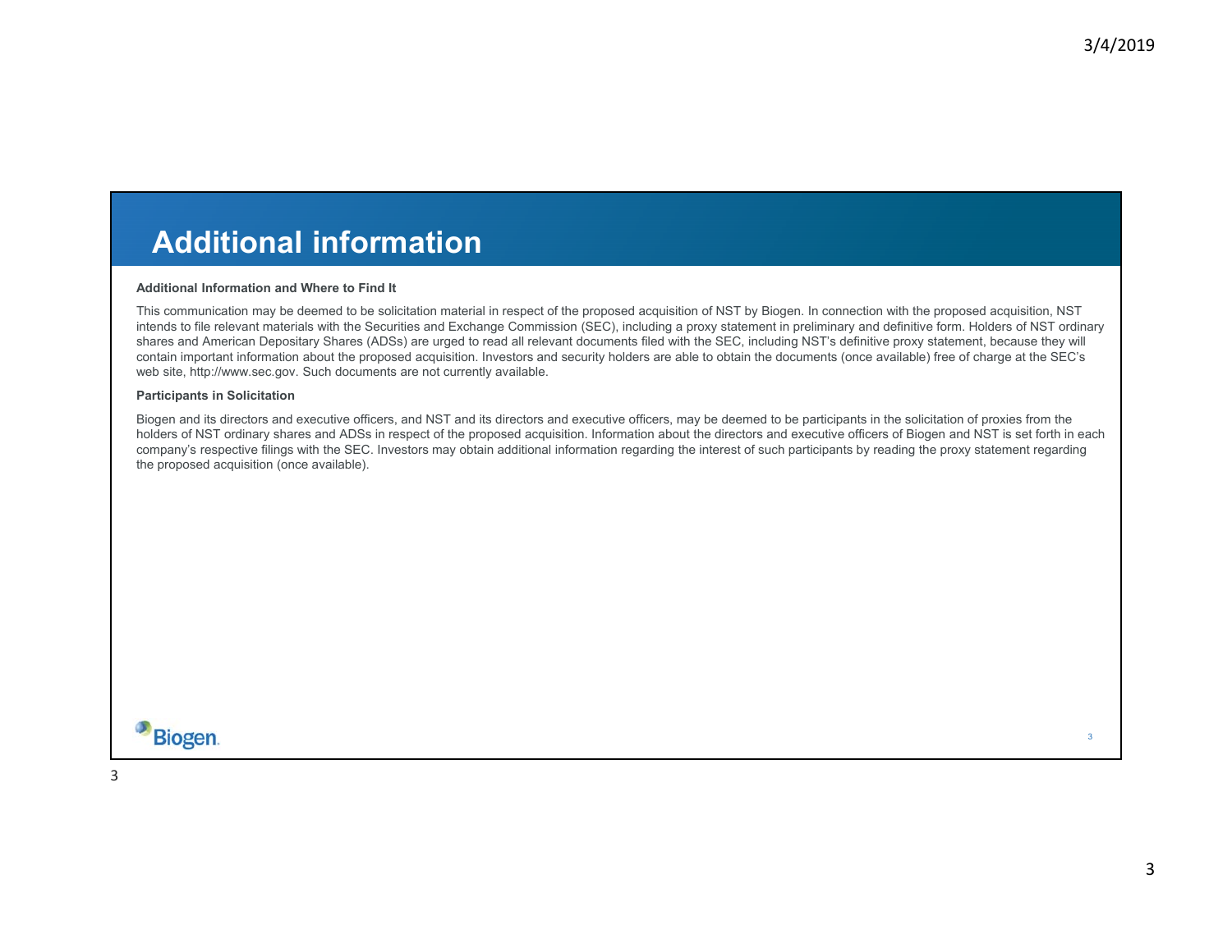# Additional information

**Additional Information and Where to Find It**

This communication may be deemed to be solicitation material in respect of the proposed acquisition of NST by Biogen. In connection with the proposed acquisition, NST intends to file relevant materials with the Securities and Exchange Commission (SEC), including a proxy statement in preliminary and definitive form. Holders of NST ordinary shares and American Depositary Shares (ADSs) are urged to read all relevant documents filed with the SEC, including NST's definitive proxy statement, because they will contain important information about the proposed acquisition. Investors and security holders are able to obtain the documents (once available) free of charge at the SEC's web site, http://www.sec.gov. Such documents are not currently available.

**Participants in Solicitation**

Biogen and its directors and executive officers, and NST and its directors and executive officers, may be deemed to be participants in the solicitation of proxies from the holders of NST ordinary shares and ADSs in respect of the proposed acquisition. Information about the directors and executive officers of Biogen and NST is set forth in each company's respective filings with the SEC. Investors may obtain additional information regarding the interest of such participants by reading the proxy statement regarding the proposed acquisition (once available).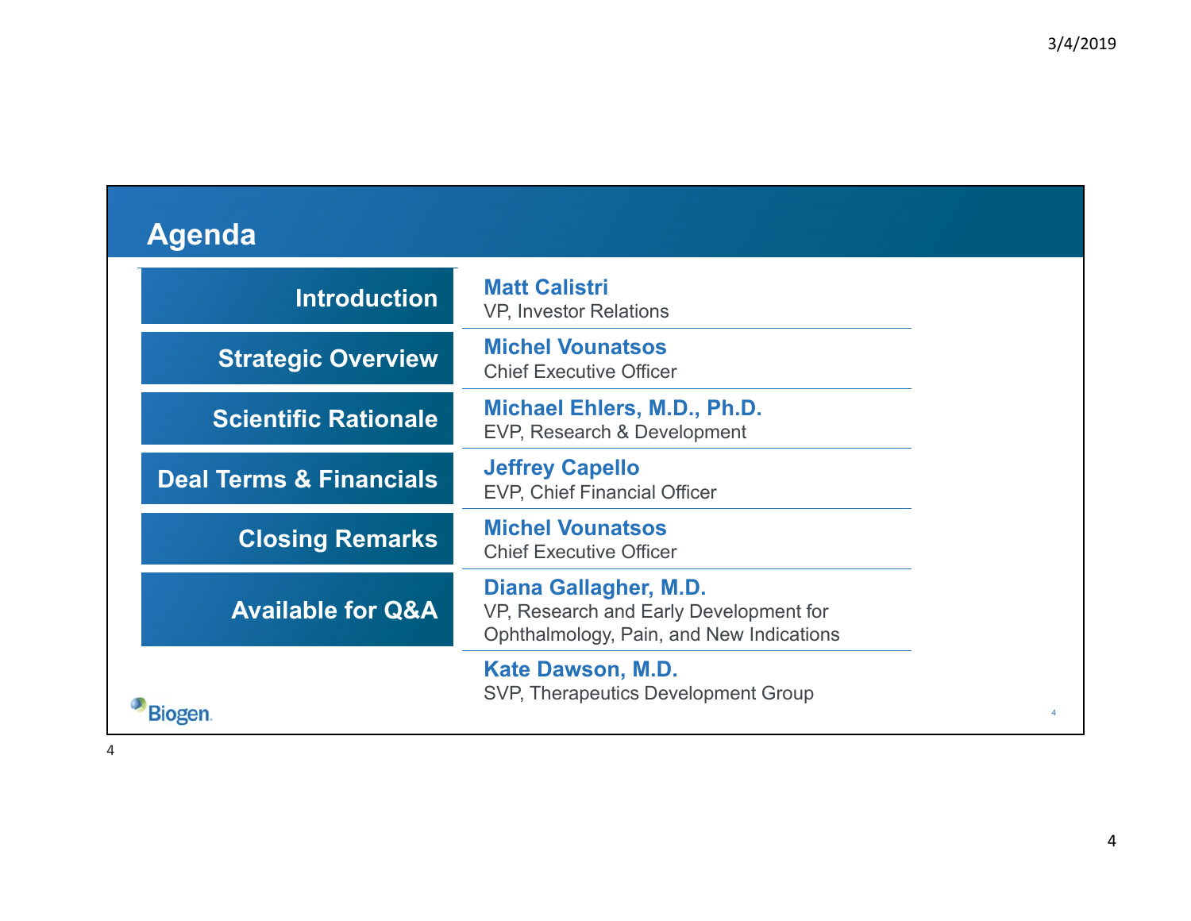## Agenda

| | |
|---|---|
| **Introduction** | **Matt Calistri**<br>VP, Investor Relations |
| **Strategic Overview** | **Michel Vounatsos**<br>Chief Executive Officer |
| **Scientific Rationale** | **Michael Ehlers, M.D., Ph.D.**<br>EVP, Research & Development |
| **Deal Terms & Financials** | **Jeffrey Capello**<br>EVP, Chief Financial Officer |
| **Closing Remarks** | **Michel Vounatsos**<br>Chief Executive Officer |
| **Available for Q&A** | **Diana Gallagher, M.D.**<br>VP, Research and Early Development for Ophthalmology, Pain, and New Indications |
| | **Kate Dawson, M.D.**<br>SVP, Therapeutics Development Group |

Biogen.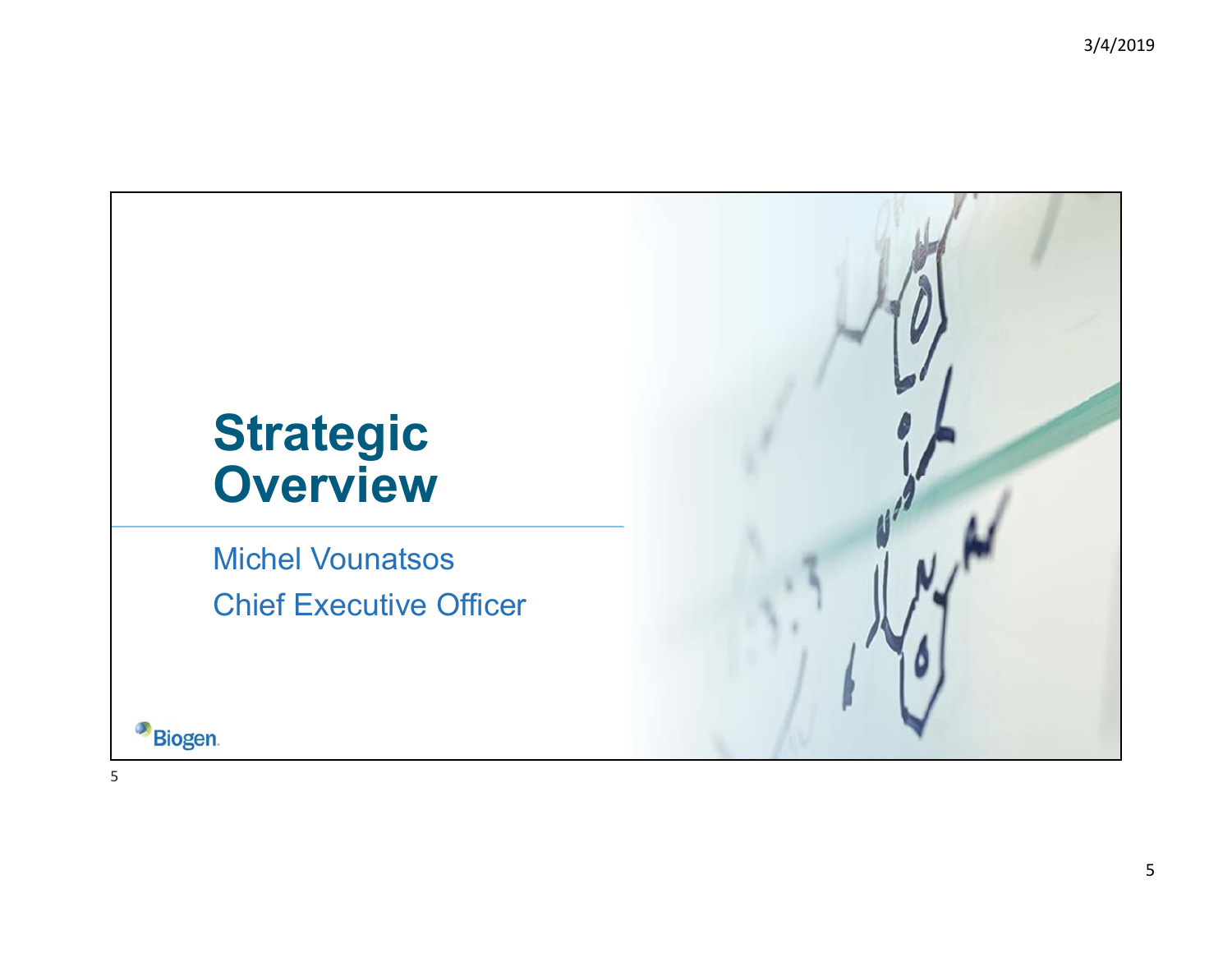# Strategic Overview

Michel Vounatsos

Chief Executive Officer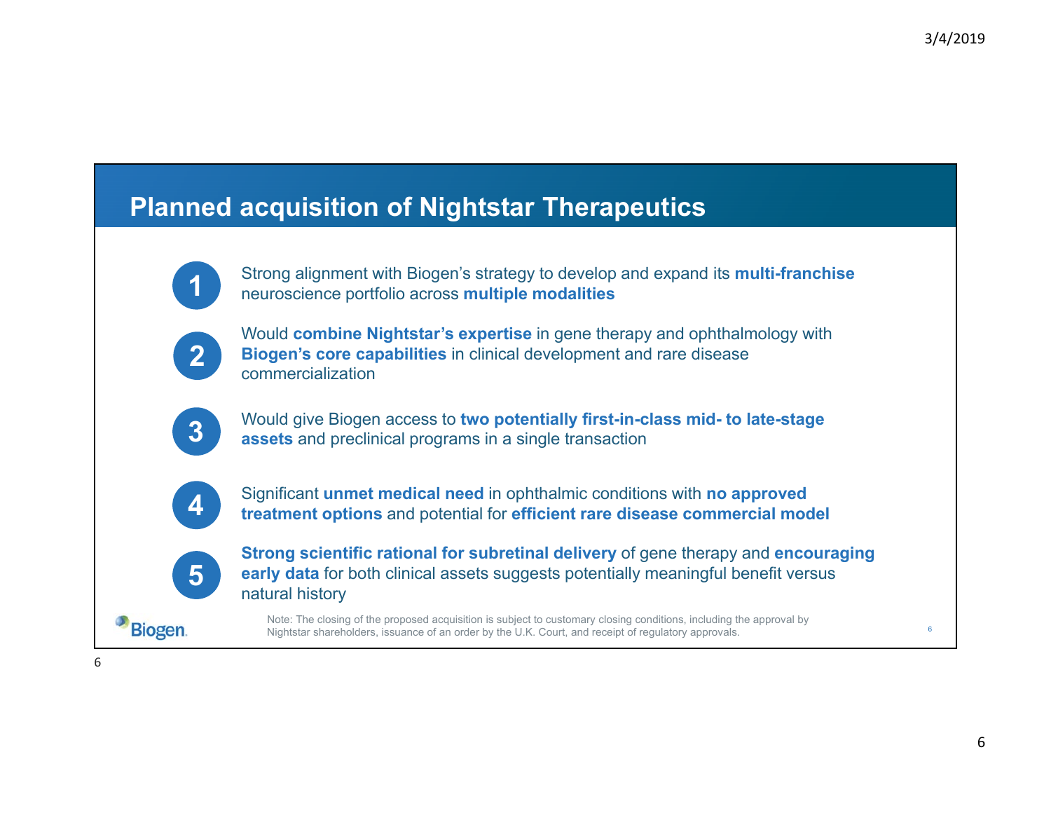## Planned acquisition of Nightstar Therapeutics

1. Strong alignment with Biogen's strategy to develop and expand its **multi-franchise** neuroscience portfolio across **multiple modalities**
2. Would **combine Nightstar's expertise** in gene therapy and ophthalmology with **Biogen's core capabilities** in clinical development and rare disease commercialization
3. Would give Biogen access to **two potentially first-in-class mid- to late-stage assets** and preclinical programs in a single transaction
4. Significant **unmet medical need** in ophthalmic conditions with **no approved treatment options** and potential for **efficient rare disease commercial model**
5. **Strong scientific rational for subretinal delivery** of gene therapy and **encouraging early data** for both clinical assets suggests potentially meaningful benefit versus natural history

Note: The closing of the proposed acquisition is subject to customary closing conditions, including the approval by Nightstar shareholders, issuance of an order by the U.K. Court, and receipt of regulatory approvals.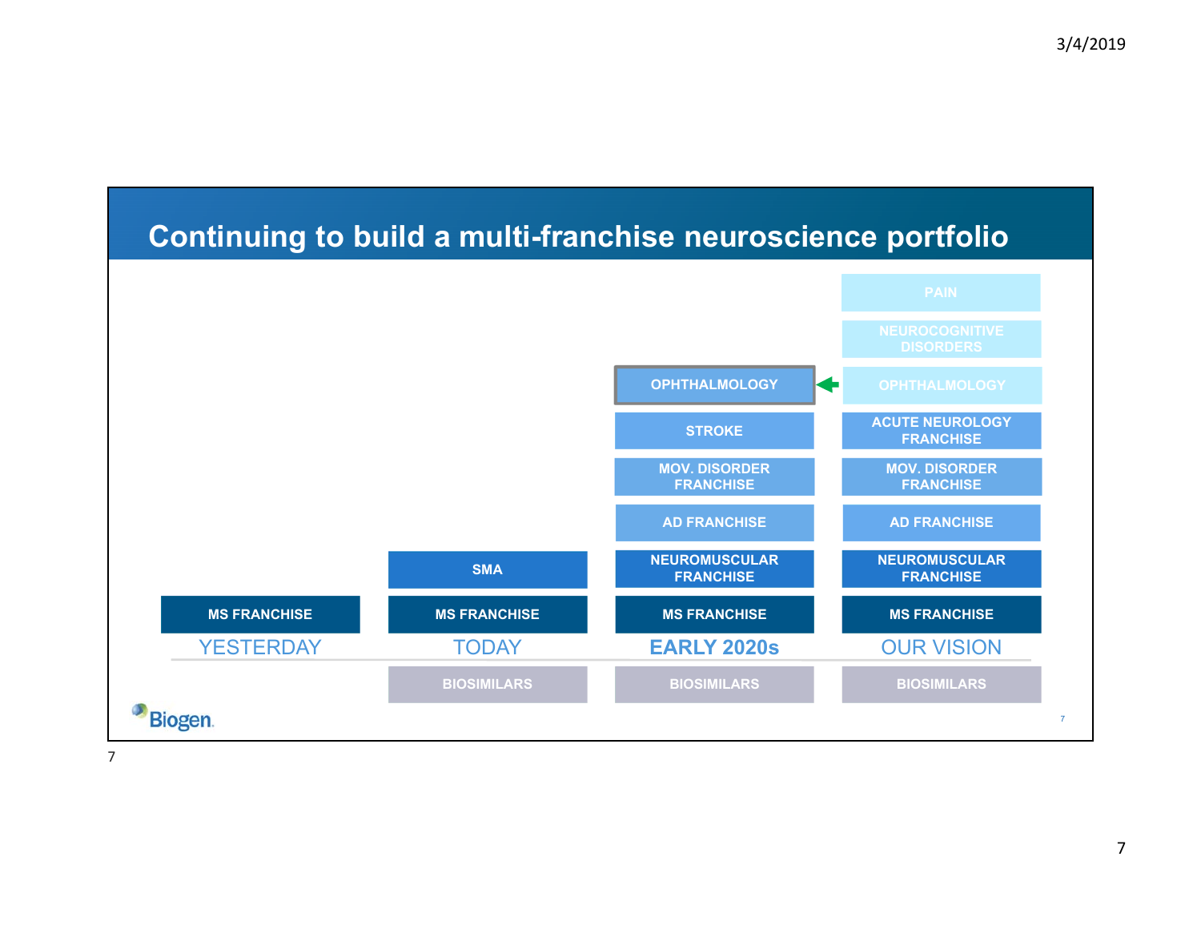# Continuing to build a multi-franchise neuroscience portfolio

| YESTERDAY | TODAY | EARLY 2020s | OUR VISION |
|---|---|---|---|
| | | | PAIN |
| | | | NEUROCOGNITIVE DISORDERS |
| | | OPHTHALMOLOGY | OPHTHALMOLOGY |
| | | STROKE | ACUTE NEUROLOGY FRANCHISE |
| | | MOV. DISORDER FRANCHISE | MOV. DISORDER FRANCHISE |
| | | AD FRANCHISE | AD FRANCHISE |
| | SMA | NEUROMUSCULAR FRANCHISE | NEUROMUSCULAR FRANCHISE |
| MS FRANCHISE | MS FRANCHISE | MS FRANCHISE | MS FRANCHISE |
| | BIOSIMILARS | BIOSIMILARS | BIOSIMILARS |

Biogen.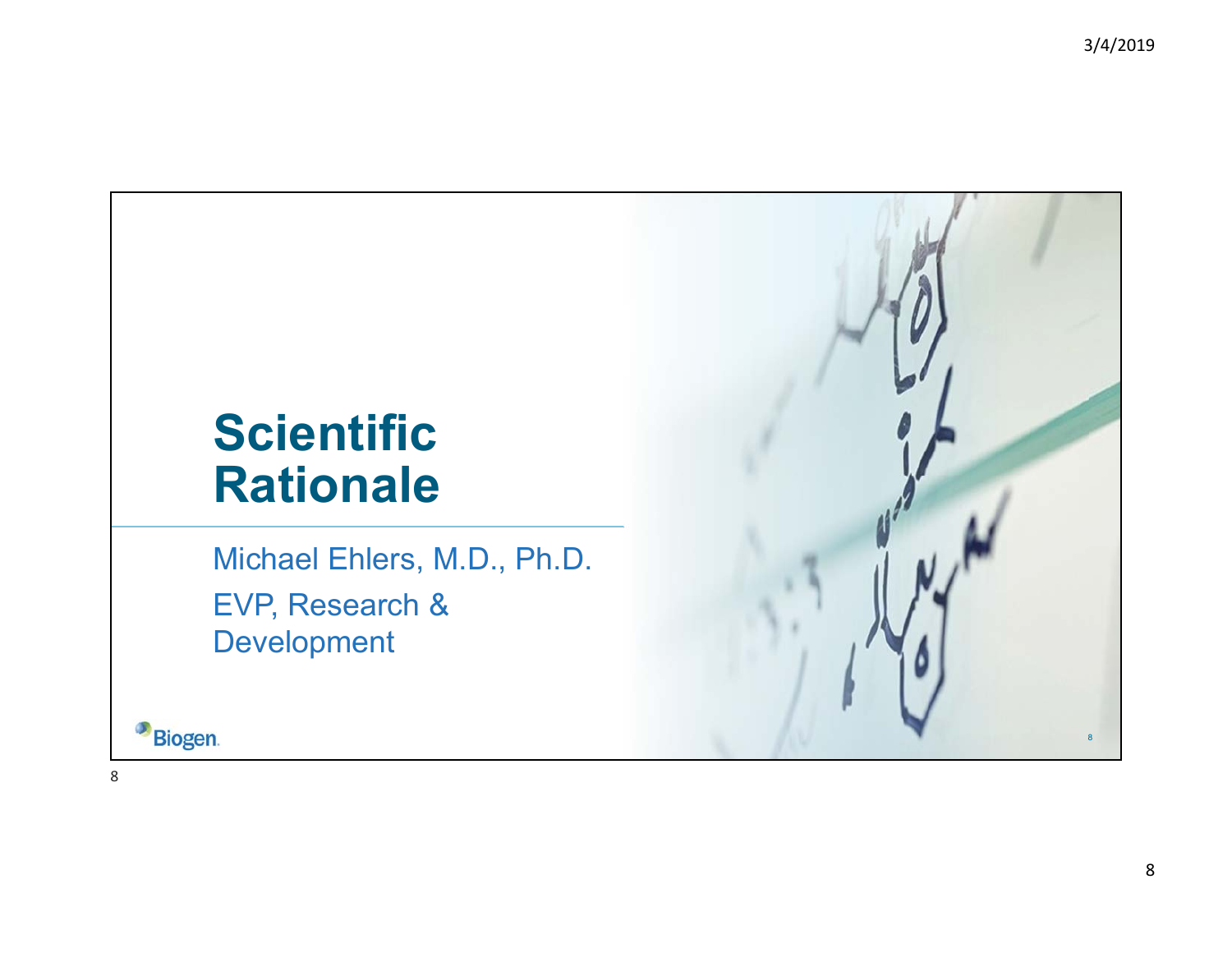# Scientific Rationale

Michael Ehlers, M.D., Ph.D.

EVP, Research & Development

Biogen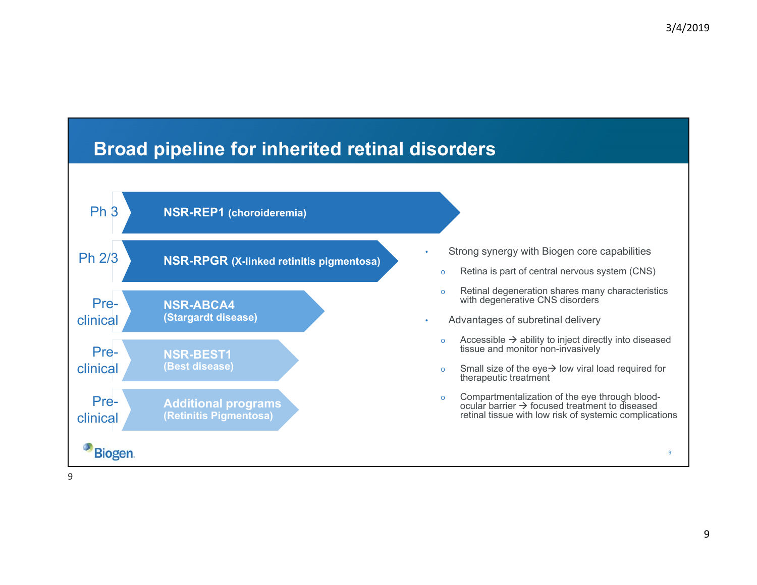## Broad pipeline for inherited retinal disorders

| Phase | Program |
|---|---|
| Ph 3 | **NSR-REP1** (choroideremia) |
| Ph 2/3 | **NSR-RPGR** (X-linked retinitis pigmentosa) |
| Pre-clinical | **NSR-ABCA4** (Stargardt disease) |
| Pre-clinical | **NSR-BEST1** (Best disease) |
| Pre-clinical | **Additional programs** (Retinitis Pigmentosa) |

- Strong synergy with Biogen core capabilities
  - Retina is part of central nervous system (CNS)
  - Retinal degeneration shares many characteristics with degenerative CNS disorders
- Advantages of subretinal delivery
  - Accessible → ability to inject directly into diseased tissue and monitor non-invasively
  - Small size of the eye→ low viral load required for therapeutic treatment
  - Compartmentalization of the eye through blood-ocular barrier → focused treatment to diseased retinal tissue with low risk of systemic complications

Biogen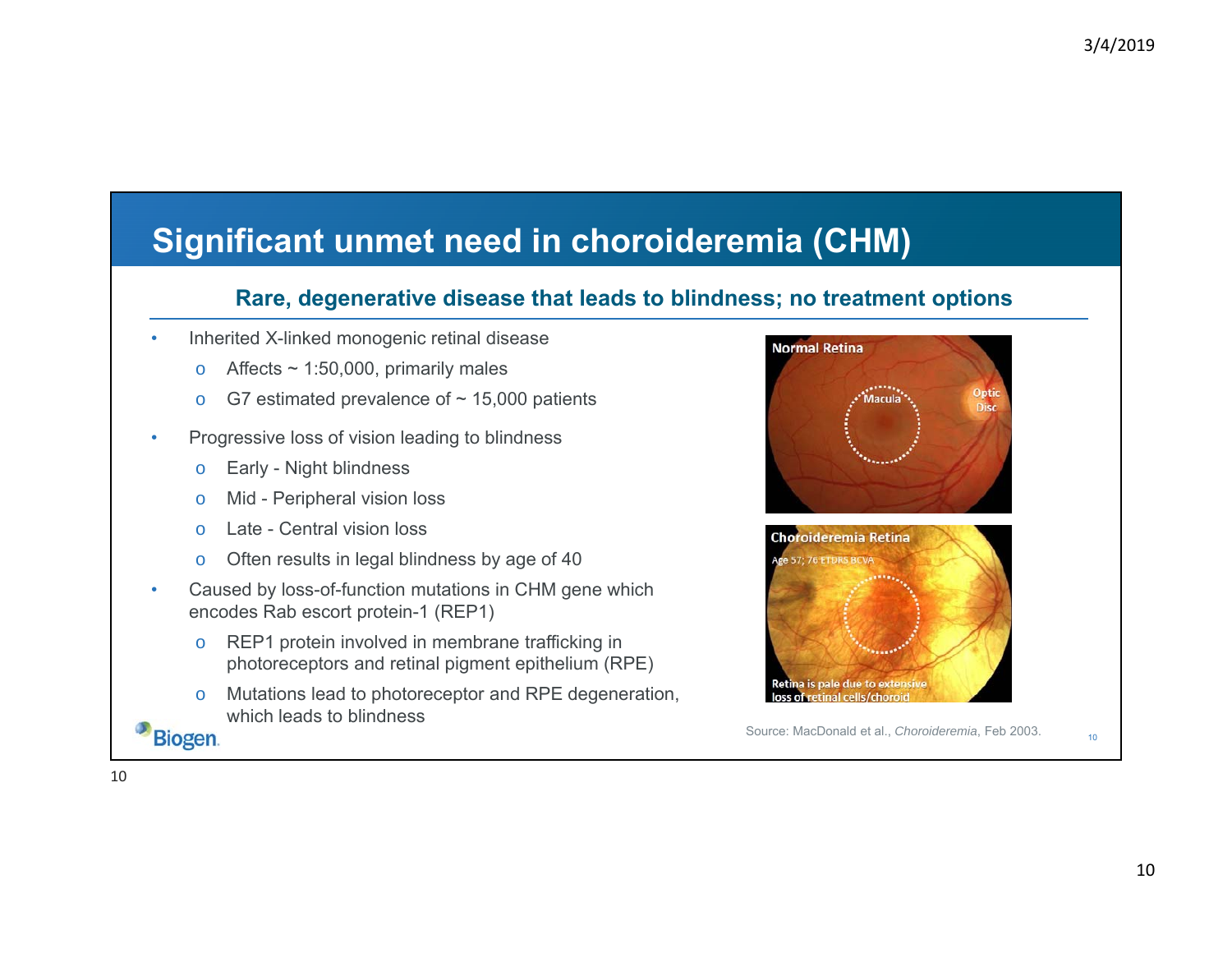# Significant unmet need in choroideremia (CHM)

## Rare, degenerative disease that leads to blindness; no treatment options

- Inherited X-linked monogenic retinal disease
  - Affects ~ 1:50,000, primarily males
  - G7 estimated prevalence of ~ 15,000 patients
- Progressive loss of vision leading to blindness
  - Early - Night blindness
  - Mid - Peripheral vision loss
  - Late - Central vision loss
  - Often results in legal blindness by age of 40
- Caused by loss-of-function mutations in CHM gene which encodes Rab escort protein-1 (REP1)
  - REP1 protein involved in membrane trafficking in photoreceptors and retinal pigment epithelium (RPE)
  - Mutations lead to photoreceptor and RPE degeneration, which leads to blindness

Normal Retina — Macula, Optic Disc

Choroideremia Retina — Age 57; 76 ETDRS BCVA — Retina is pale due to extensive loss of retinal cells/choroid

Source: MacDonald et al., *Choroideremia*, Feb 2003.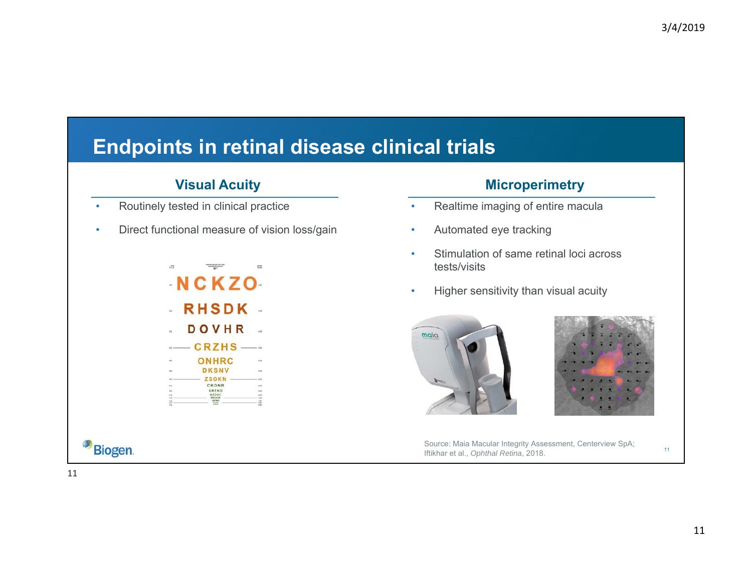## Endpoints in retinal disease clinical trials

### Visual Acuity

- Routinely tested in clinical practice
- Direct functional measure of vision loss/gain

### Microperimetry

- Realtime imaging of entire macula
- Automated eye tracking
- Stimulation of same retinal loci across tests/visits
- Higher sensitivity than visual acuity

Source: Maia Macular Integrity Assessment, Centerview SpA; Iftikhar et al., *Ophthal Retina*, 2018.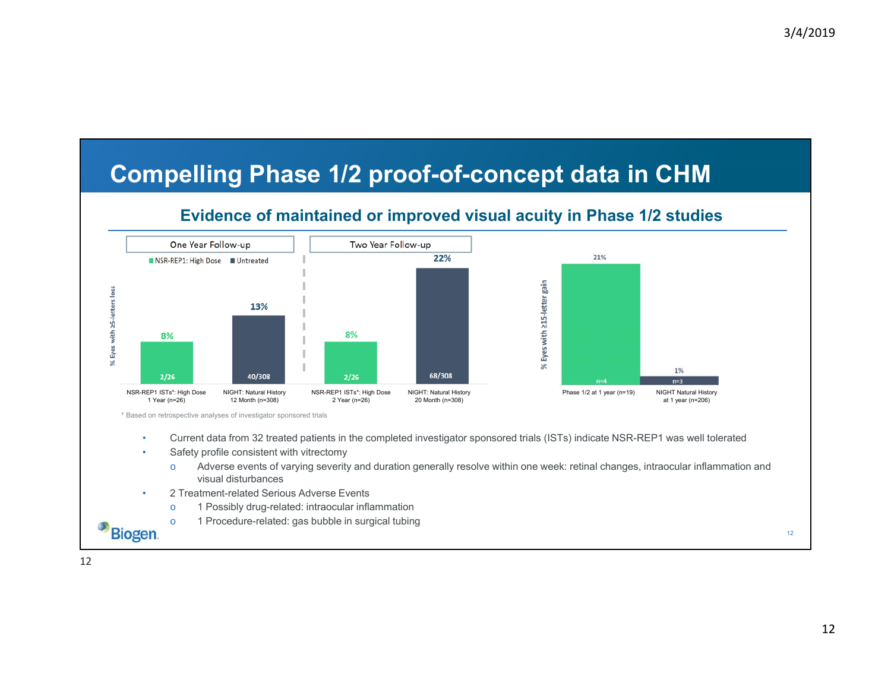# Compelling Phase 1/2 proof-of-concept data in CHM

## Evidence of maintained or improved visual acuity in Phase 1/2 studies

**% Eyes with ≥5-letters loss**

| | One Year Follow-up | | Two Year Follow-up | |
|---|---|---|---|---|
| | NSR-REP1 ISTs*: High Dose 1 Year (n=26) | NIGHT: Natural History 12 Month (n=308) | NSR-REP1 ISTs*: High Dose 2 Year (n=26) | NIGHT: Natural History 20 Month (n=308) |
| % | 8% | 13% | 8% | 22% |
| n | 2/26 | 40/308 | 2/26 | 68/308 |

Legend: NSR-REP1: High Dose; Untreated

**% Eyes with ≥15-letter gain**

| | Phase 1/2 at 1 year (n=19) | NIGHT Natural History at 1 year (n=206) |
|---|---|---|
| % | 21% | 1% |
| n | n=4 | n=3 |

\* Based on retrospective analyses of investigator sponsored trials

- Current data from 32 treated patients in the completed investigator sponsored trials (ISTs) indicate NSR-REP1 was well tolerated
- Safety profile consistent with vitrectomy
  - Adverse events of varying severity and duration generally resolve within one week: retinal changes, intraocular inflammation and visual disturbances
- 2 Treatment-related Serious Adverse Events
  - 1 Possibly drug-related: intraocular inflammation
  - 1 Procedure-related: gas bubble in surgical tubing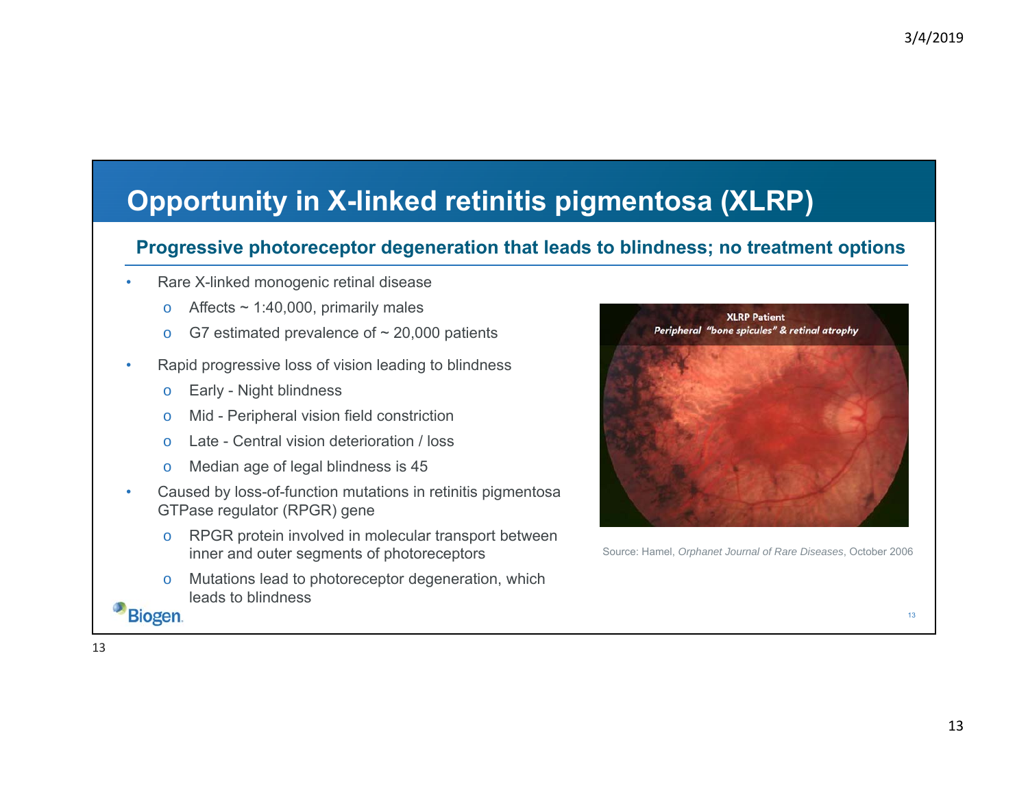# Opportunity in X-linked retinitis pigmentosa (XLRP)

## Progressive photoreceptor degeneration that leads to blindness; no treatment options

- Rare X-linked monogenic retinal disease
  - Affects ~ 1:40,000, primarily males
  - G7 estimated prevalence of ~ 20,000 patients
- Rapid progressive loss of vision leading to blindness
  - Early - Night blindness
  - Mid - Peripheral vision field constriction
  - Late - Central vision deterioration / loss
  - Median age of legal blindness is 45
- Caused by loss-of-function mutations in retinitis pigmentosa GTPase regulator (RPGR) gene
  - RPGR protein involved in molecular transport between inner and outer segments of photoreceptors
  - Mutations lead to photoreceptor degeneration, which leads to blindness

**XLRP Patient**
*Peripheral "bone spicules" & retinal atrophy*

Source: Hamel, *Orphanet Journal of Rare Diseases*, October 2006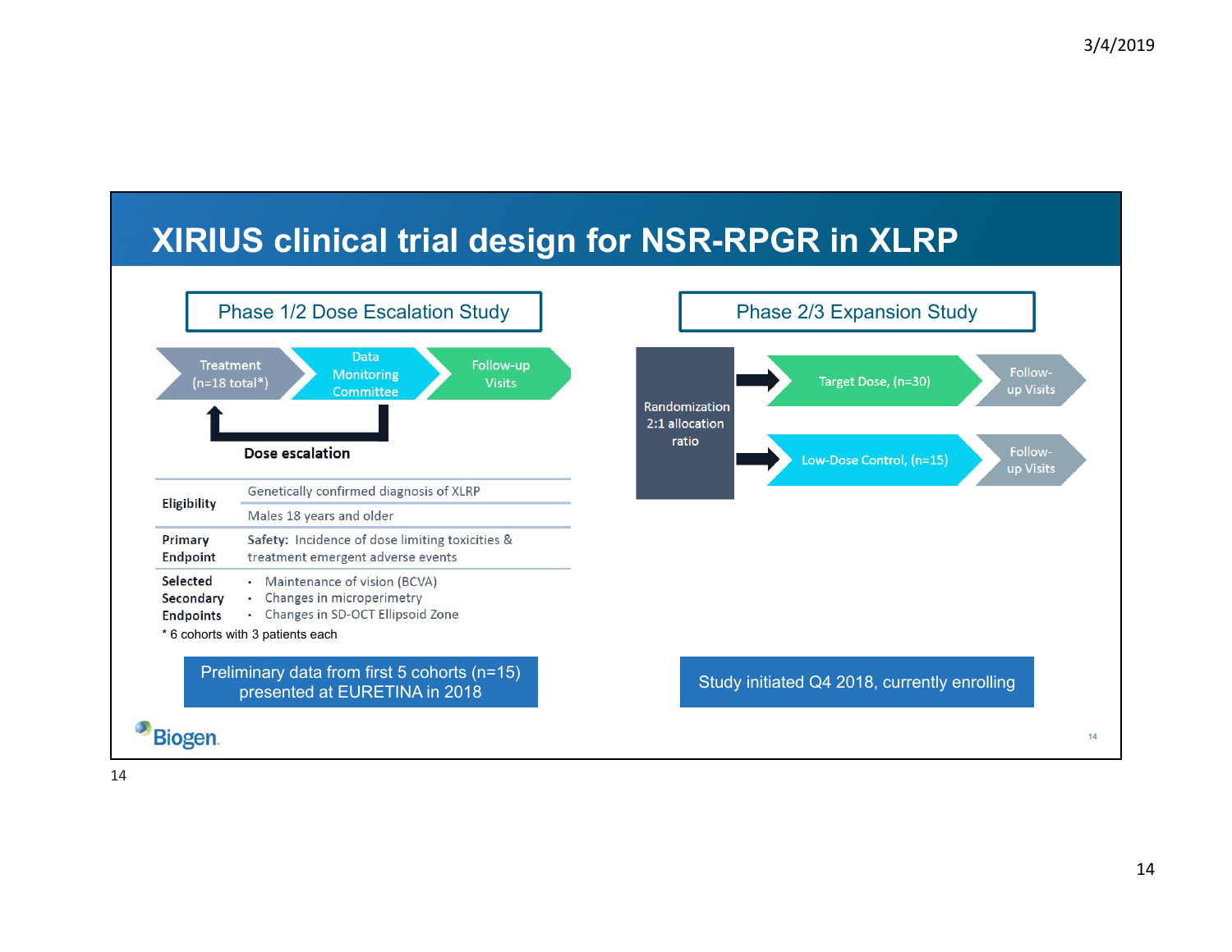# XIRIUS clinical trial design for NSR-RPGR in XLRP

## Phase 1/2 Dose Escalation Study

Treatment (n=18 total*) → Data Monitoring Committee → Follow-up Visits

Dose escalation

| | |
|---|---|
| **Eligibility** | Genetically confirmed diagnosis of XLRP |
| | Males 18 years and older |
| **Primary Endpoint** | **Safety:** Incidence of dose limiting toxicities & treatment emergent adverse events |
| **Selected Secondary Endpoints** | • Maintenance of vision (BCVA)<br>• Changes in microperimetry<br>• Changes in SD-OCT Ellipsoid Zone |

* 6 cohorts with 3 patients each

Preliminary data from first 5 cohorts (n=15) presented at EURETINA in 2018

## Phase 2/3 Expansion Study

Randomization 2:1 allocation ratio

- → Target Dose, (n=30) → Follow-up Visits
- → Low-Dose Control, (n=15) → Follow-up Visits

Study initiated Q4 2018, currently enrolling

Biogen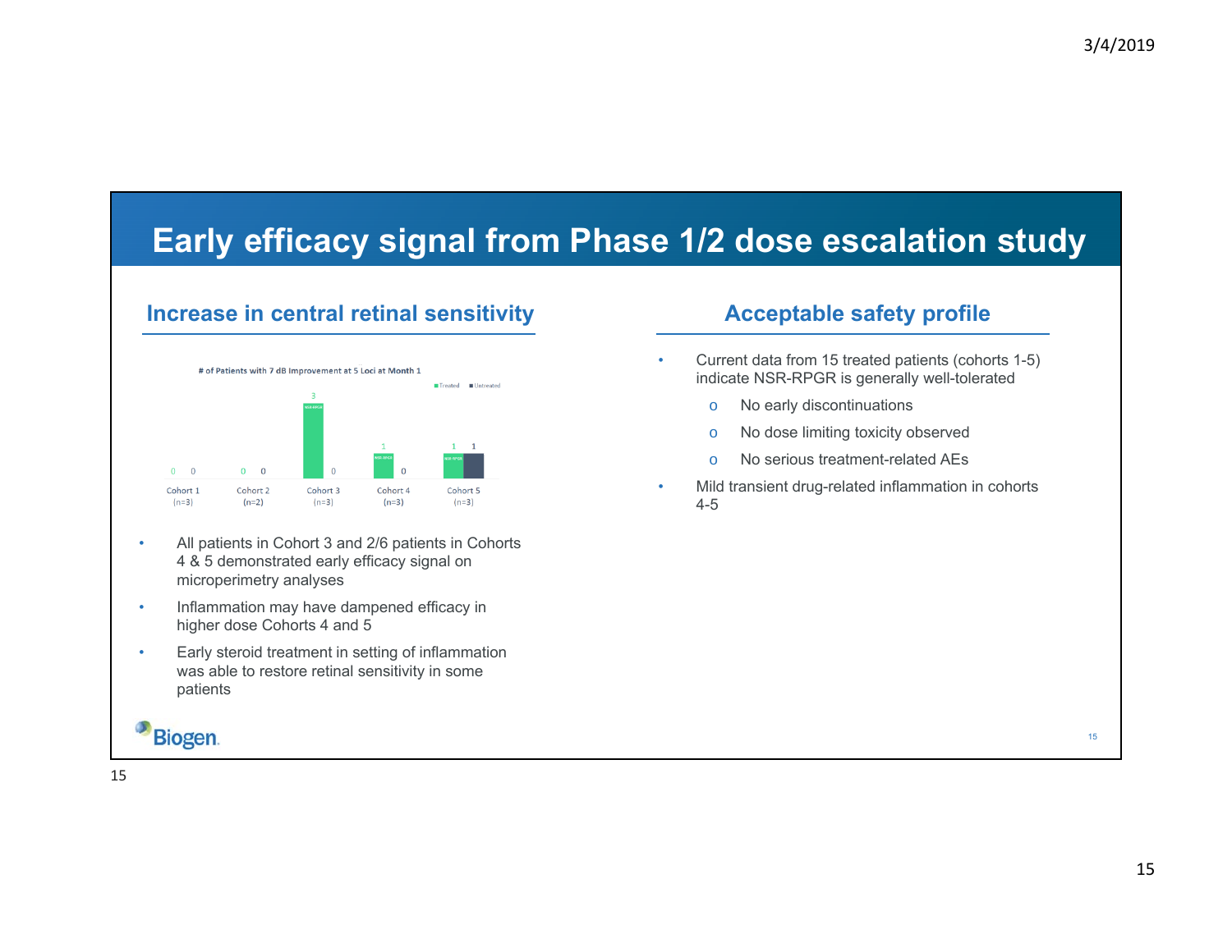# Early efficacy signal from Phase 1/2 dose escalation study

## Increase in central retinal sensitivity

**# of Patients with 7 dB Improvement at 5 Loci at Month 1**

| | Treated | Untreated |
|---|---|---|
| Cohort 1 (n=3) | 0 | 0 |
| Cohort 2 (n=2) | 0 | 0 |
| Cohort 3 (n=3) | 3 | 0 |
| Cohort 4 (n=3) | 1 | 0 |
| Cohort 5 (n=3) | 1 | 1 |

- All patients in Cohort 3 and 2/6 patients in Cohorts 4 & 5 demonstrated early efficacy signal on microperimetry analyses
- Inflammation may have dampened efficacy in higher dose Cohorts 4 and 5
- Early steroid treatment in setting of inflammation was able to restore retinal sensitivity in some patients

## Acceptable safety profile

- Current data from 15 treated patients (cohorts 1-5) indicate NSR-RPGR is generally well-tolerated
  - No early discontinuations
  - No dose limiting toxicity observed
  - No serious treatment-related AEs
- Mild transient drug-related inflammation in cohorts 4-5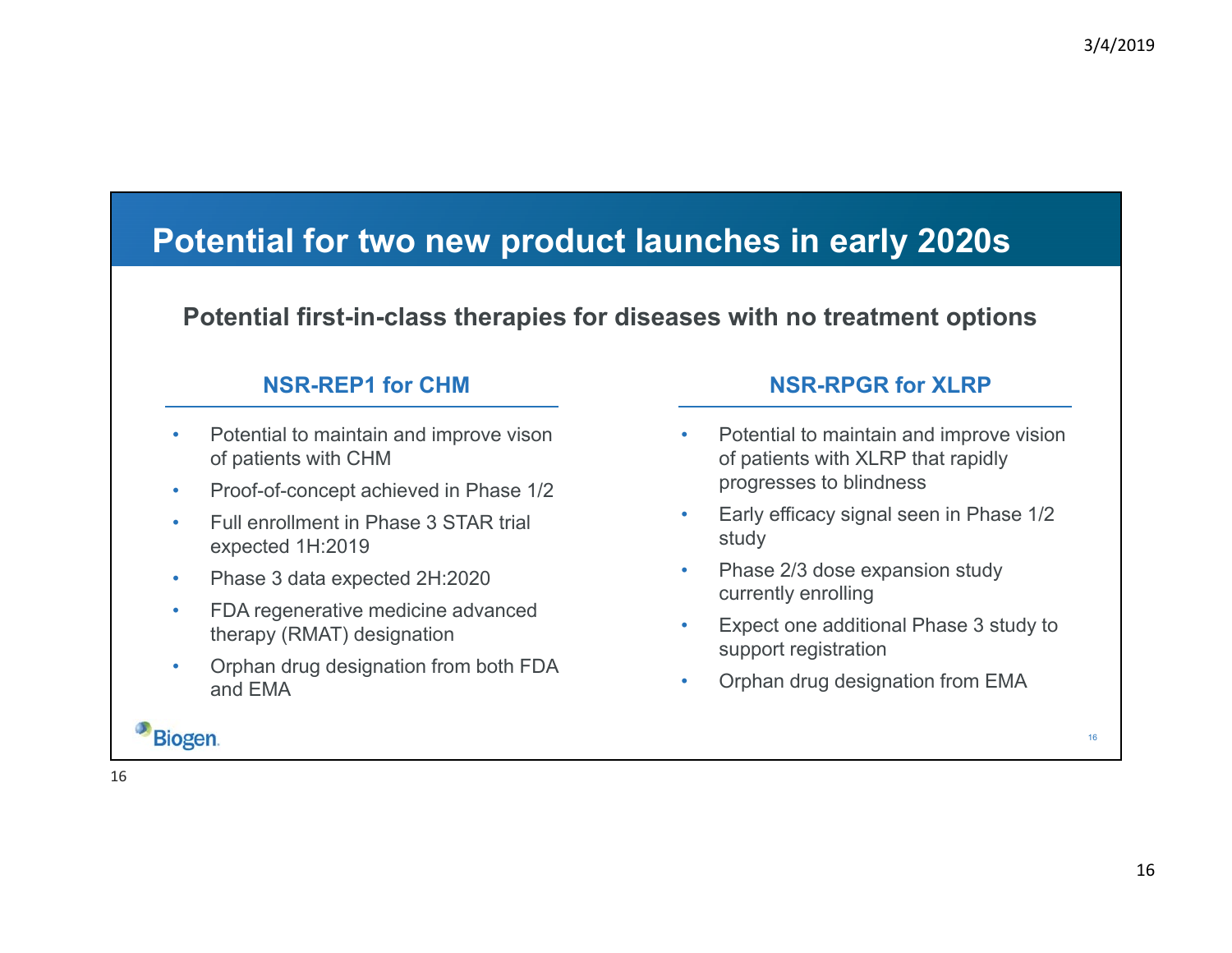# Potential for two new product launches in early 2020s

**Potential first-in-class therapies for diseases with no treatment options**

### NSR-REP1 for CHM

- Potential to maintain and improve vison of patients with CHM
- Proof-of-concept achieved in Phase 1/2
- Full enrollment in Phase 3 STAR trial expected 1H:2019
- Phase 3 data expected 2H:2020
- FDA regenerative medicine advanced therapy (RMAT) designation
- Orphan drug designation from both FDA and EMA

### NSR-RPGR for XLRP

- Potential to maintain and improve vision of patients with XLRP that rapidly progresses to blindness
- Early efficacy signal seen in Phase 1/2 study
- Phase 2/3 dose expansion study currently enrolling
- Expect one additional Phase 3 study to support registration
- Orphan drug designation from EMA

Biogen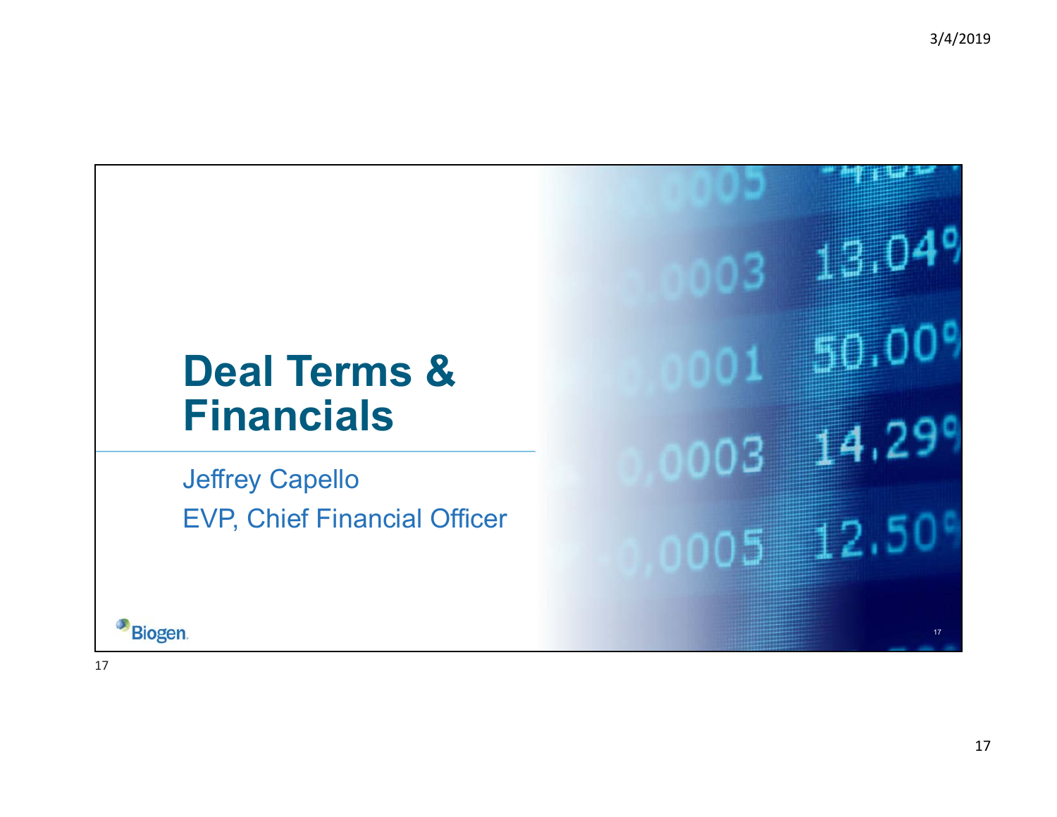# Deal Terms & Financials

Jeffrey Capello

EVP, Chief Financial Officer

Biogen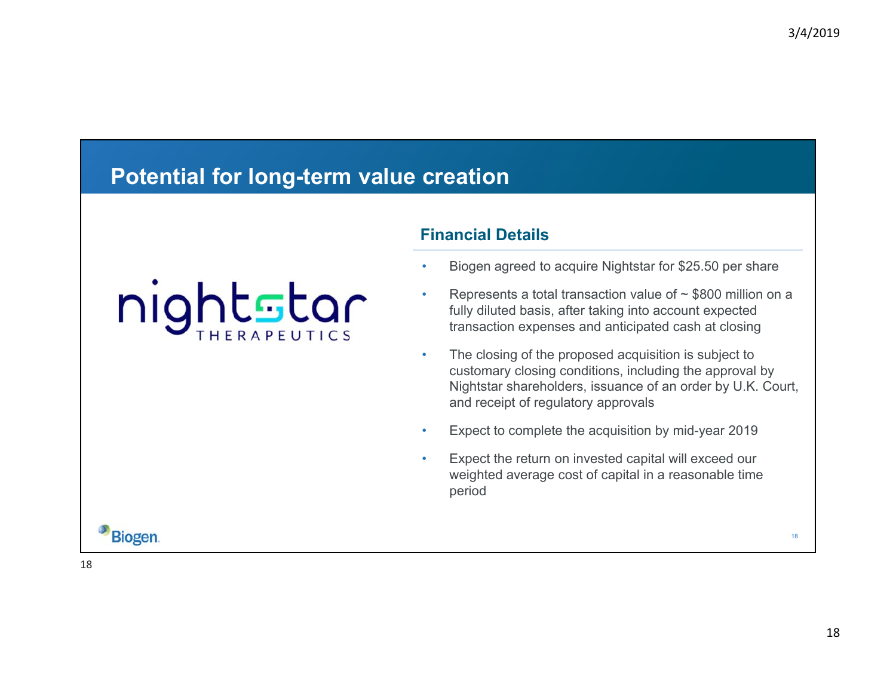# Potential for long-term value creation

nightstar THERAPEUTICS

## Financial Details

- Biogen agreed to acquire Nightstar for $25.50 per share
- Represents a total transaction value of ~ $800 million on a fully diluted basis, after taking into account expected transaction expenses and anticipated cash at closing
- The closing of the proposed acquisition is subject to customary closing conditions, including the approval by Nightstar shareholders, issuance of an order by U.K. Court, and receipt of regulatory approvals
- Expect to complete the acquisition by mid-year 2019
- Expect the return on invested capital will exceed our weighted average cost of capital in a reasonable time period

Biogen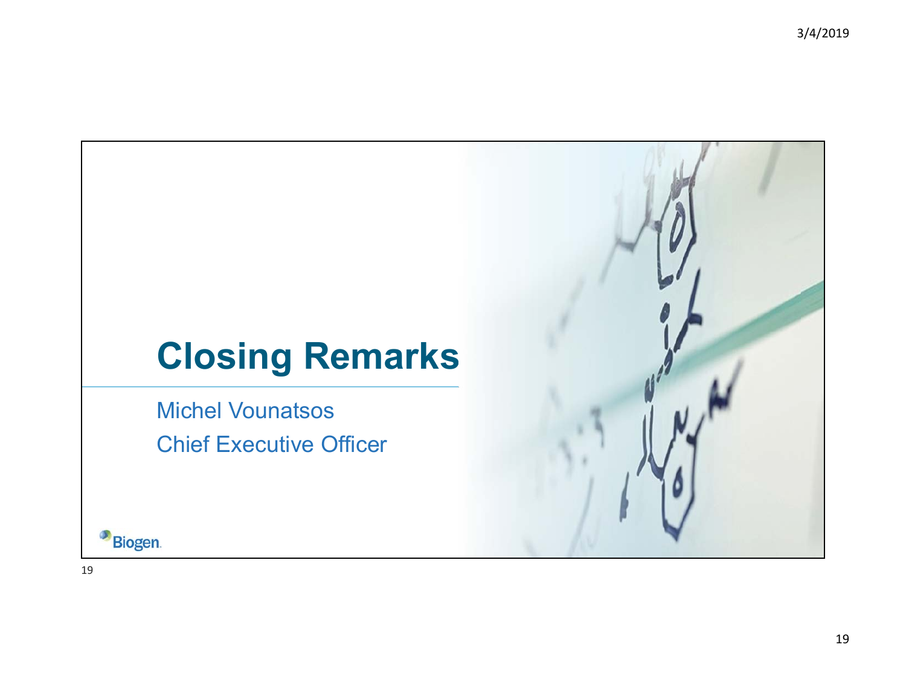# Closing Remarks

Michel Vounatsos

Chief Executive Officer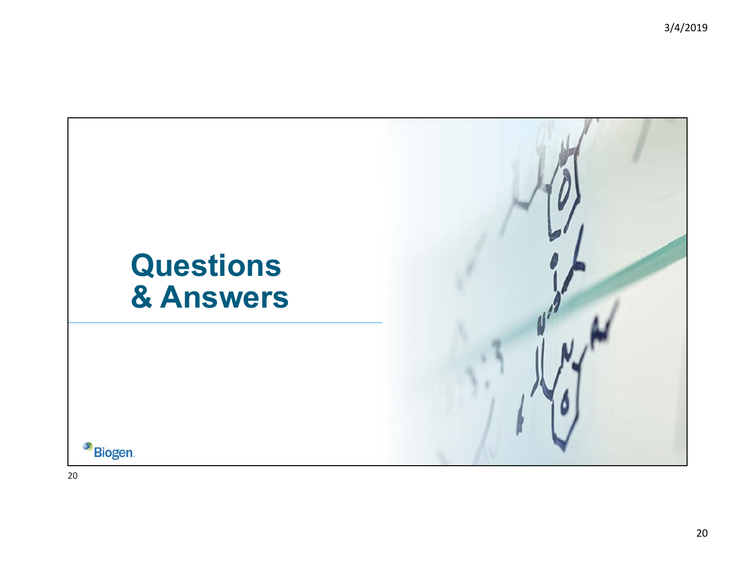# Questions & Answers

Biogen